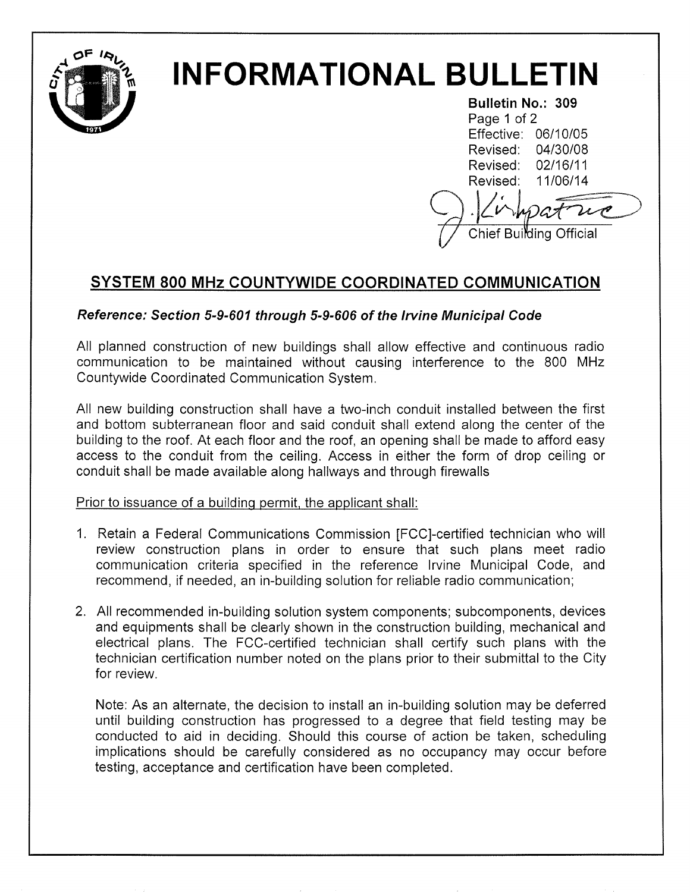# INFORMATIONAL BULLETIN

**Bulletin No.: 309**
Effective: 06/10/05
Revised: 04/30/08
Revised: 02/16/11
Revised: 11/06/14

Chief Building Official

## SYSTEM 800 MHz COUNTYWIDE COORDINATED COMMUNICATION

***Reference: Section 5-9-601 through 5-9-606 of the Irvine Municipal Code***

All planned construction of new buildings shall allow effective and continuous radio communication to be maintained without causing interference to the 800 MHz Countywide Coordinated Communication System.

All new building construction shall have a two-inch conduit installed between the first and bottom subterranean floor and said conduit shall extend along the center of the building to the roof. At each floor and the roof, an opening shall be made to afford easy access to the conduit from the ceiling. Access in either the form of drop ceiling or conduit shall be made available along hallways and through firewalls

Prior to issuance of a building permit, the applicant shall:

1. Retain a Federal Communications Commission [FCC]-certified technician who will review construction plans in order to ensure that such plans meet radio communication criteria specified in the reference Irvine Municipal Code, and recommend, if needed, an in-building solution for reliable radio communication;

2. All recommended in-building solution system components; subcomponents, devices and equipments shall be clearly shown in the construction building, mechanical and electrical plans. The FCC-certified technician shall certify such plans with the technician certification number noted on the plans prior to their submittal to the City for review.

   Note: As an alternate, the decision to install an in-building solution may be deferred until building construction has progressed to a degree that field testing may be conducted to aid in deciding. Should this course of action be taken, scheduling implications should be carefully considered as no occupancy may occur before testing, acceptance and certification have been completed.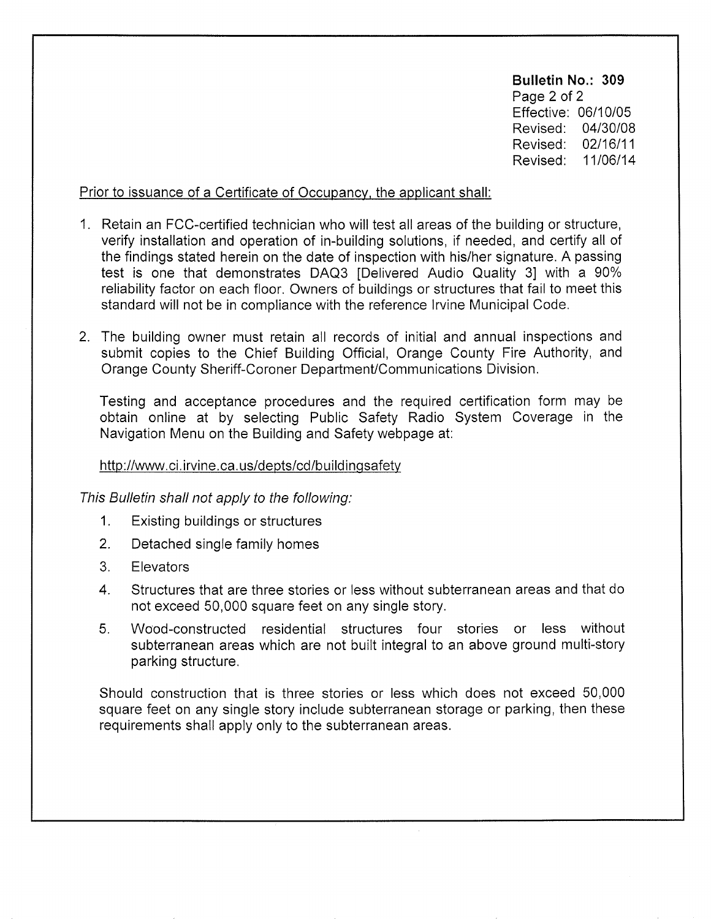**Bulletin No.: 309**
Effective: 06/10/05
Revised: 04/30/08
Revised: 02/16/11
Revised: 11/06/14

Prior to issuance of a Certificate of Occupancy, the applicant shall:

1. Retain an FCC-certified technician who will test all areas of the building or structure, verify installation and operation of in-building solutions, if needed, and certify all of the findings stated herein on the date of inspection with his/her signature. A passing test is one that demonstrates DAQ3 [Delivered Audio Quality 3] with a 90% reliability factor on each floor. Owners of buildings or structures that fail to meet this standard will not be in compliance with the reference Irvine Municipal Code.

2. The building owner must retain all records of initial and annual inspections and submit copies to the Chief Building Official, Orange County Fire Authority, and Orange County Sheriff-Coroner Department/Communications Division.

   Testing and acceptance procedures and the required certification form may be obtain online at by selecting Public Safety Radio System Coverage in the Navigation Menu on the Building and Safety webpage at:

   http://www.ci.irvine.ca.us/depts/cd/buildingsafety

*This Bulletin shall not apply to the following:*

1. Existing buildings or structures
2. Detached single family homes
3. Elevators
4. Structures that are three stories or less without subterranean areas and that do not exceed 50,000 square feet on any single story.
5. Wood-constructed residential structures four stories or less without subterranean areas which are not built integral to an above ground multi-story parking structure.

Should construction that is three stories or less which does not exceed 50,000 square feet on any single story include subterranean storage or parking, then these requirements shall apply only to the subterranean areas.